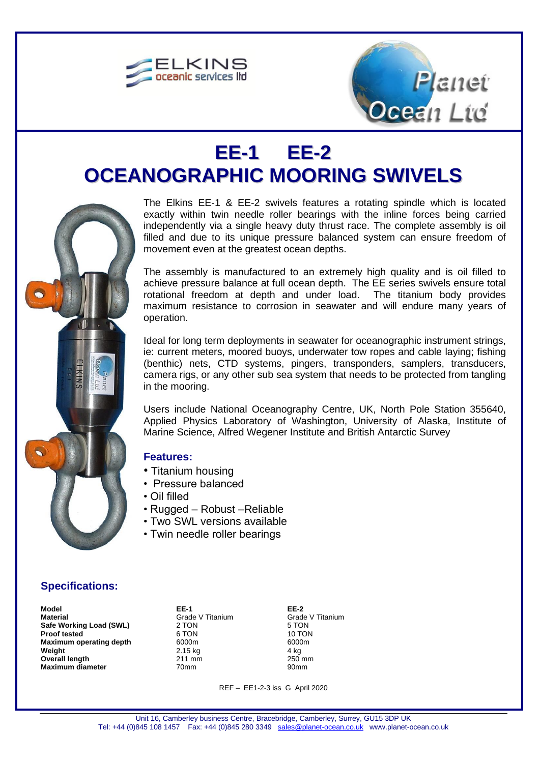# EE-1 EE-2
# OCEANOGRAPHIC MOORING SWIVELS

The Elkins EE-1 & EE-2 swivels features a rotating spindle which is located exactly within twin needle roller bearings with the inline forces being carried independently via a single heavy duty thrust race. The complete assembly is oil filled and due to its unique pressure balanced system can ensure freedom of movement even at the greatest ocean depths.

The assembly is manufactured to an extremely high quality and is oil filled to achieve pressure balance at full ocean depth. The EE series swivels ensure total rotational freedom at depth and under load. The titanium body provides maximum resistance to corrosion in seawater and will endure many years of operation.

Ideal for long term deployments in seawater for oceanographic instrument strings, ie: current meters, moored buoys, underwater tow ropes and cable laying; fishing (benthic) nets, CTD systems, pingers, transponders, samplers, transducers, camera rigs, or any other sub sea system that needs to be protected from tangling in the mooring.

Users include National Oceanography Centre, UK, North Pole Station 355640, Applied Physics Laboratory of Washington, University of Alaska, Institute of Marine Science, Alfred Wegener Institute and British Antarctic Survey

### Features:

- Titanium housing
- Pressure balanced
- Oil filled
- Rugged – Robust –Reliable
- Two SWL versions available
- Twin needle roller bearings

## Specifications:

| **Model** | **EE-1** | **EE-2** |
|---|---|---|
| **Material** | Grade V Titanium | Grade V Titanium |
| **Safe Working Load (SWL)** | 2 TON | 5 TON |
| **Proof tested** | 6 TON | 10 TON |
| **Maximum operating depth** | 6000m | 6000m |
| **Weight** | 2.15 kg | 4 kg |
| **Overall length** | 211 mm | 250 mm |
| **Maximum diameter** | 70mm | 90mm |

REF – EE1-2-3 iss G April 2020

Unit 16, Camberley business Centre, Bracebridge, Camberley, Surrey, GU15 3DP UK
Tel: +44 (0)845 108 1457 Fax: +44 (0)845 280 3349 sales@planet-ocean.co.uk www.planet-ocean.co.uk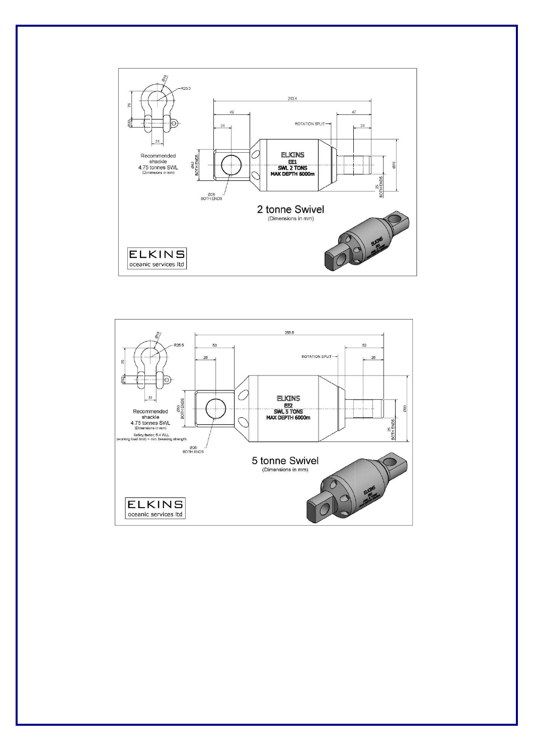Recommended shackle
4.75 tonnes SWL
(Dimensions in mm)

Ø18
R25.5
76
Ø22
31

213.4
49
24
47
24
ROTATION SPLIT
Ø42 BOTH ENDS
Ø26 BOTH ENDS
Ø70
25 BOTH ENDS

ELKINS
EE1
SWL 2 TONS
MAX DEPTH 6000m

## 2 tonne Swivel

(Dimensions in mm)

ELKINS
oceanic services ltd

Recommended shackle
4.75 tonnes SWL
(Dimensions in mm)

Safety factor: 5.4 WLL
(working load limit) = min. breaking strength

Ø19
R25.5
76
Ø22
31

255.5
53
28
52
28
ROTATION SPLIT
Ø50 BOTH ENDS
Ø26 BOTH ENDS
Ø90
25 BOTH ENDS

ELKINS
EE2
SWL 5 TONS
MAX DEPTH 6000m

## 5 tonne Swivel

(Dimensions in mm)

ELKINS
oceanic services ltd